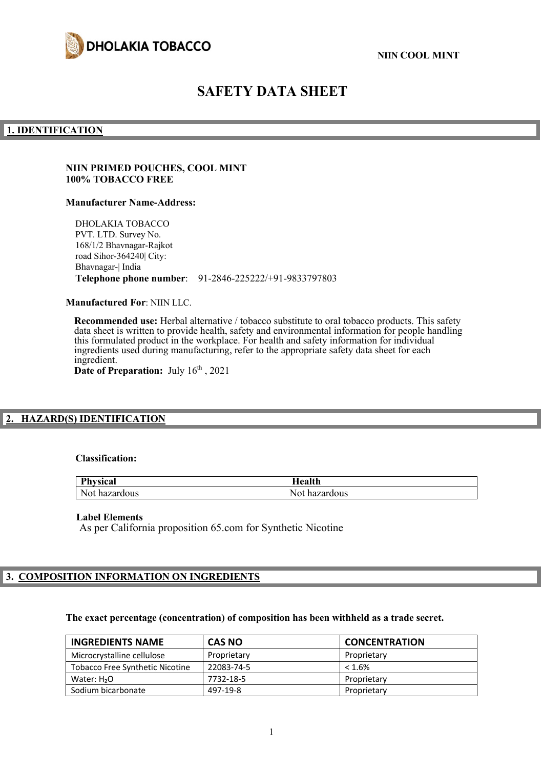**DHOLAKIA TOBACCO**

**NIIN COOL MINT**

# SAFETY DATA SHEET

## 1. IDENTIFICATION

**NIIN PRIMED POUCHES, COOL MINT**
**100% TOBACCO FREE**

**Manufacturer Name-Address:**

DHOLAKIA TOBACCO
PVT. LTD. Survey No.
168/1/2 Bhavnagar-Rajkot
road Sihor-364240| City:
Bhavnagar-| India
**Telephone phone number**: 91-2846-225222/+91-9833797803

**Manufactured For**: NIIN LLC.

**Recommended use:** Herbal alternative / tobacco substitute to oral tobacco products. This safety data sheet is written to provide health, safety and environmental information for people handling this formulated product in the workplace. For health and safety information for individual ingredients used during manufacturing, refer to the appropriate safety data sheet for each ingredient.
**Date of Preparation:** July 16th, 2021

## 2. HAZARD(S) IDENTIFICATION

**Classification:**

| Physical | Health |
| --- | --- |
| Not hazardous | Not hazardous |

**Label Elements**
As per California proposition 65.com for Synthetic Nicotine

## 3. COMPOSITION INFORMATION ON INGREDIENTS

**The exact percentage (concentration) of composition has been withheld as a trade secret.**

| INGREDIENTS NAME | CAS NO | CONCENTRATION |
| --- | --- | --- |
| Microcrystalline cellulose | Proprietary | Proprietary |
| Tobacco Free Synthetic Nicotine | 22083-74-5 | < 1.6% |
| Water: $H_2O$ | 7732-18-5 | Proprietary |
| Sodium bicarbonate | 497-19-8 | Proprietary |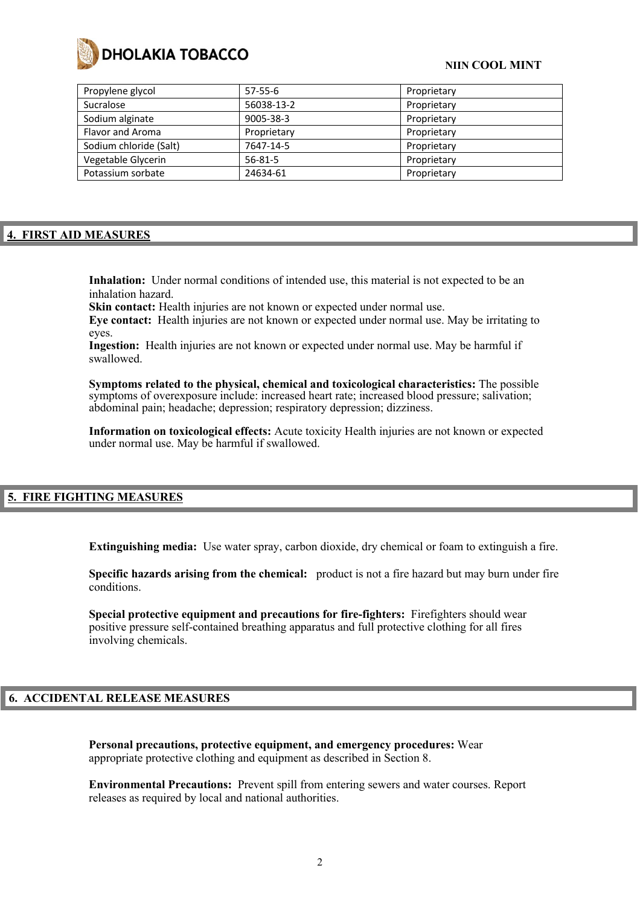| Propylene glycol | 57-55-6 | Proprietary |
|---|---|---|
| Sucralose | 56038-13-2 | Proprietary |
| Sodium alginate | 9005-38-3 | Proprietary |
| Flavor and Aroma | Proprietary | Proprietary |
| Sodium chloride (Salt) | 7647-14-5 | Proprietary |
| Vegetable Glycerin | 56-81-5 | Proprietary |
| Potassium sorbate | 24634-61 | Proprietary |

## 4. FIRST AID MEASURES

**Inhalation:** Under normal conditions of intended use, this material is not expected to be an inhalation hazard.
**Skin contact:** Health injuries are not known or expected under normal use.
**Eye contact:** Health injuries are not known or expected under normal use. May be irritating to eyes.
**Ingestion:** Health injuries are not known or expected under normal use. May be harmful if swallowed.

**Symptoms related to the physical, chemical and toxicological characteristics:** The possible symptoms of overexposure include: increased heart rate; increased blood pressure; salivation; abdominal pain; headache; depression; respiratory depression; dizziness.

**Information on toxicological effects:** Acute toxicity Health injuries are not known or expected under normal use. May be harmful if swallowed.

## 5. FIRE FIGHTING MEASURES

**Extinguishing media:** Use water spray, carbon dioxide, dry chemical or foam to extinguish a fire.

**Specific hazards arising from the chemical:** product is not a fire hazard but may burn under fire conditions.

**Special protective equipment and precautions for fire-fighters:** Firefighters should wear positive pressure self-contained breathing apparatus and full protective clothing for all fires involving chemicals.

## 6. ACCIDENTAL RELEASE MEASURES

**Personal precautions, protective equipment, and emergency procedures:** Wear appropriate protective clothing and equipment as described in Section 8.

**Environmental Precautions:** Prevent spill from entering sewers and water courses. Report releases as required by local and national authorities.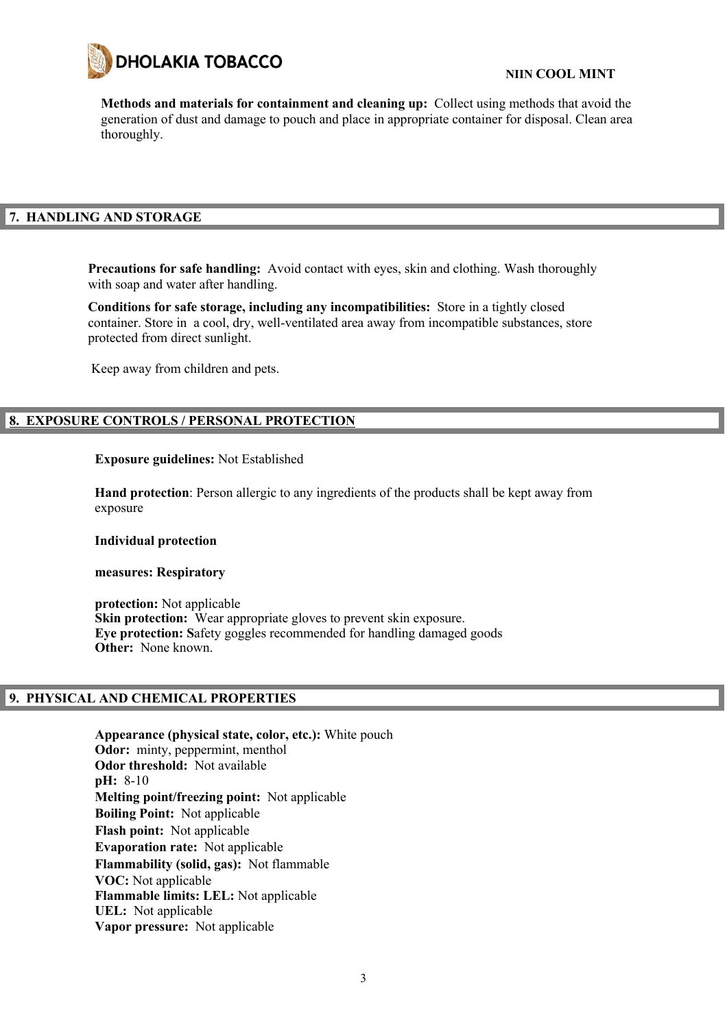**Methods and materials for containment and cleaning up:** Collect using methods that avoid the generation of dust and damage to pouch and place in appropriate container for disposal. Clean area thoroughly.

## 7. HANDLING AND STORAGE

**Precautions for safe handling:** Avoid contact with eyes, skin and clothing. Wash thoroughly with soap and water after handling.

**Conditions for safe storage, including any incompatibilities:** Store in a tightly closed container. Store in a cool, dry, well-ventilated area away from incompatible substances, store protected from direct sunlight.

Keep away from children and pets.

## 8. EXPOSURE CONTROLS / PERSONAL PROTECTION

**Exposure guidelines:** Not Established

**Hand protection**: Person allergic to any ingredients of the products shall be kept away from exposure

**Individual protection**

**measures: Respiratory**

**protection:** Not applicable
**Skin protection:** Wear appropriate gloves to prevent skin exposure.
**Eye protection: S**afety goggles recommended for handling damaged goods
**Other:** None known.

## 9. PHYSICAL AND CHEMICAL PROPERTIES

**Appearance (physical state, color, etc.):** White pouch
**Odor:** minty, peppermint, menthol
**Odor threshold:** Not available
**pH:** 8-10
**Melting point/freezing point:** Not applicable
**Boiling Point:** Not applicable
**Flash point:** Not applicable
**Evaporation rate:** Not applicable
**Flammability (solid, gas):** Not flammable
**VOC:** Not applicable
**Flammable limits: LEL:** Not applicable
**UEL:** Not applicable
**Vapor pressure:** Not applicable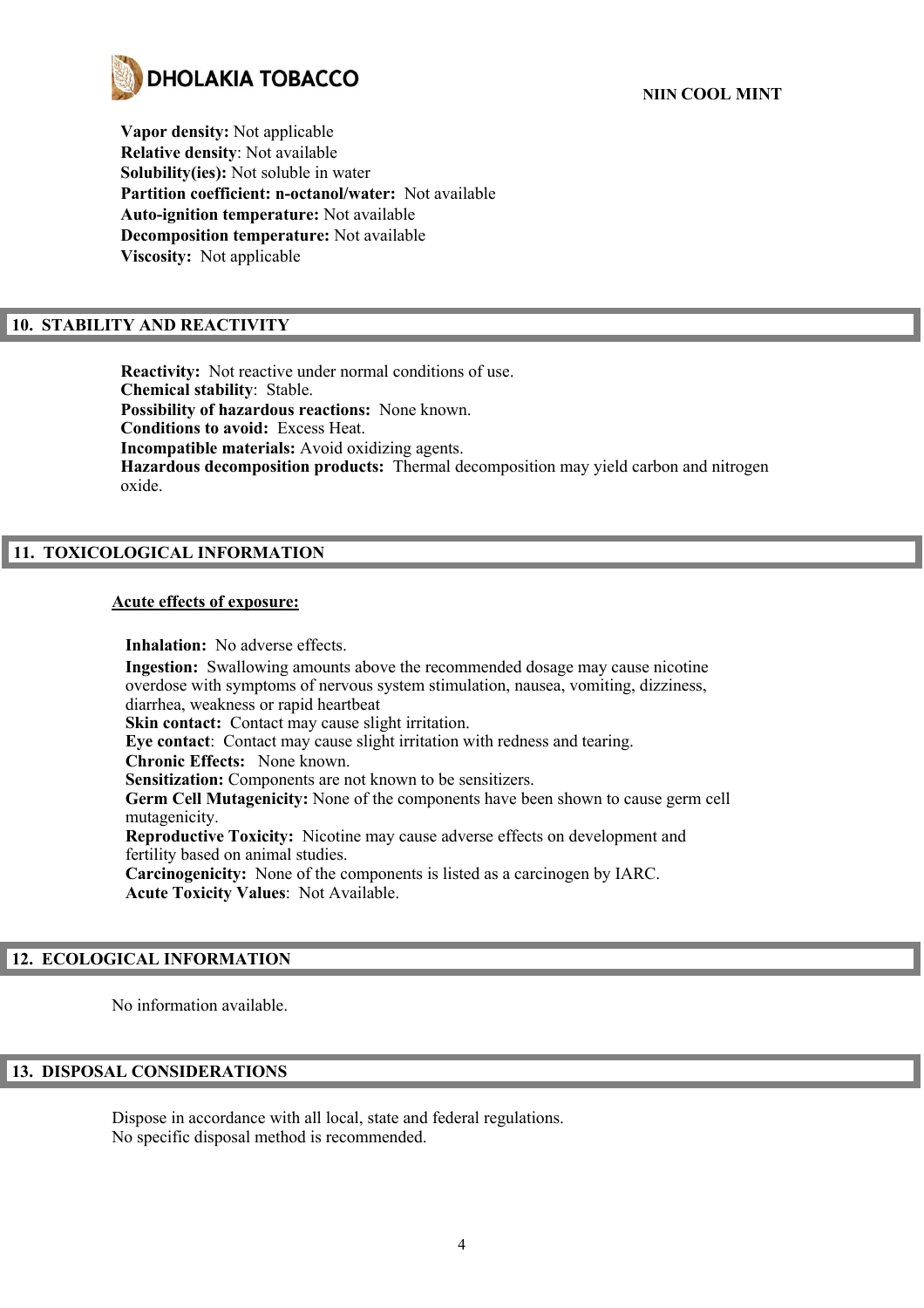**Vapor density:** Not applicable
**Relative density**: Not available
**Solubility(ies):** Not soluble in water
**Partition coefficient: n-octanol/water:** Not available
**Auto-ignition temperature:** Not available
**Decomposition temperature:** Not available
**Viscosity:** Not applicable

## 10. STABILITY AND REACTIVITY

**Reactivity:** Not reactive under normal conditions of use.
**Chemical stability**: Stable.
**Possibility of hazardous reactions:** None known.
**Conditions to avoid:** Excess Heat.
**Incompatible materials:** Avoid oxidizing agents.
**Hazardous decomposition products:** Thermal decomposition may yield carbon and nitrogen oxide.

## 11. TOXICOLOGICAL INFORMATION

**Acute effects of exposure:**

**Inhalation:** No adverse effects.
**Ingestion:** Swallowing amounts above the recommended dosage may cause nicotine overdose with symptoms of nervous system stimulation, nausea, vomiting, dizziness, diarrhea, weakness or rapid heartbeat
**Skin contact:** Contact may cause slight irritation.
**Eye contact**: Contact may cause slight irritation with redness and tearing.
**Chronic Effects:** None known.
**Sensitization:** Components are not known to be sensitizers.
**Germ Cell Mutagenicity:** None of the components have been shown to cause germ cell mutagenicity.
**Reproductive Toxicity:** Nicotine may cause adverse effects on development and fertility based on animal studies.
**Carcinogenicity:** None of the components is listed as a carcinogen by IARC.
**Acute Toxicity Values**: Not Available.

## 12. ECOLOGICAL INFORMATION

No information available.

## 13. DISPOSAL CONSIDERATIONS

Dispose in accordance with all local, state and federal regulations.
No specific disposal method is recommended.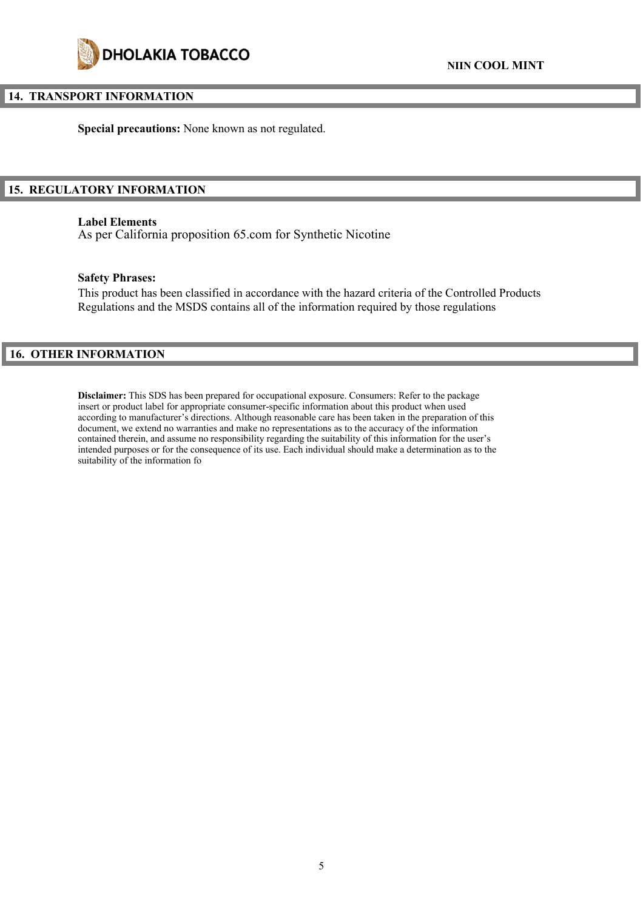## 14. TRANSPORT INFORMATION

**Special precautions:** None known as not regulated.

## 15. REGULATORY INFORMATION

**Label Elements**
As per California proposition 65.com for Synthetic Nicotine

**Safety Phrases:**
This product has been classified in accordance with the hazard criteria of the Controlled Products Regulations and the MSDS contains all of the information required by those regulations

## 16. OTHER INFORMATION

**Disclaimer:** This SDS has been prepared for occupational exposure. Consumers: Refer to the package insert or product label for appropriate consumer-specific information about this product when used according to manufacturer's directions. Although reasonable care has been taken in the preparation of this document, we extend no warranties and make no representations as to the accuracy of the information contained therein, and assume no responsibility regarding the suitability of this information for the user's intended purposes or for the consequence of its use. Each individual should make a determination as to the suitability of the information fo